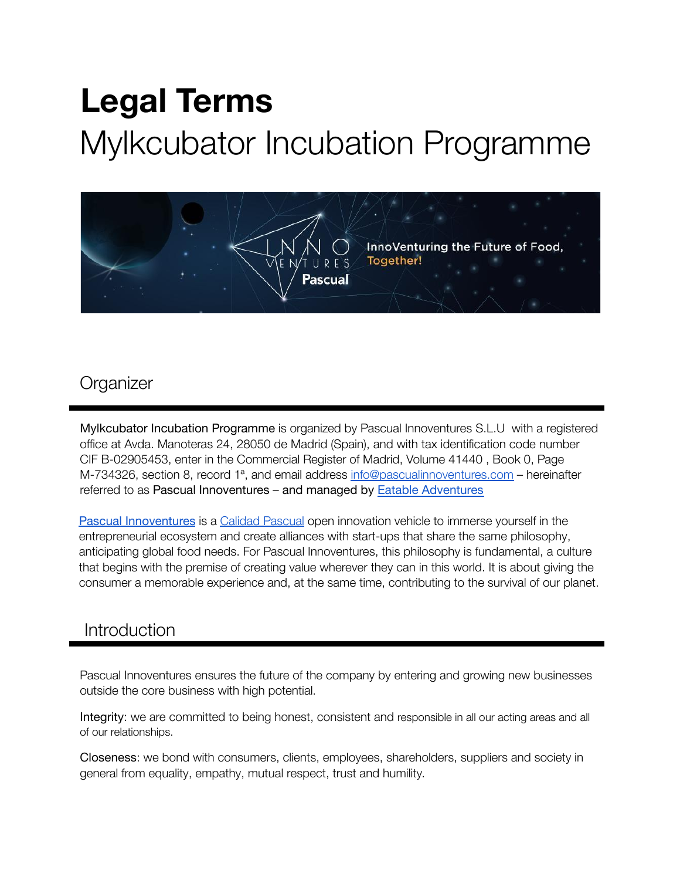# Legal Terms

Mylkcubator Incubation Programme

## Organizer

Mylkcubator Incubation Programme is organized by Pascual Innoventures S.L.U with a registered office at Avda. Manoteras 24, 28050 de Madrid (Spain), and with tax identification code number CIF B-02905453, enter in the Commercial Register of Madrid, Volume 41440 , Book 0, Page M-734326, section 8, record 1ª, and email address info@pascualinnoventures.com – hereinafter referred to as Pascual Innoventures – and managed by Eatable Adventures

Pascual Innoventures is a Calidad Pascual open innovation vehicle to immerse yourself in the entrepreneurial ecosystem and create alliances with start-ups that share the same philosophy, anticipating global food needs. For Pascual Innoventures, this philosophy is fundamental, a culture that begins with the premise of creating value wherever they can in this world. It is about giving the consumer a memorable experience and, at the same time, contributing to the survival of our planet.

## Introduction

Pascual Innoventures ensures the future of the company by entering and growing new businesses outside the core business with high potential.

Integrity: we are committed to being honest, consistent and responsible in all our acting areas and all of our relationships.

Closeness: we bond with consumers, clients, employees, shareholders, suppliers and society in general from equality, empathy, mutual respect, trust and humility.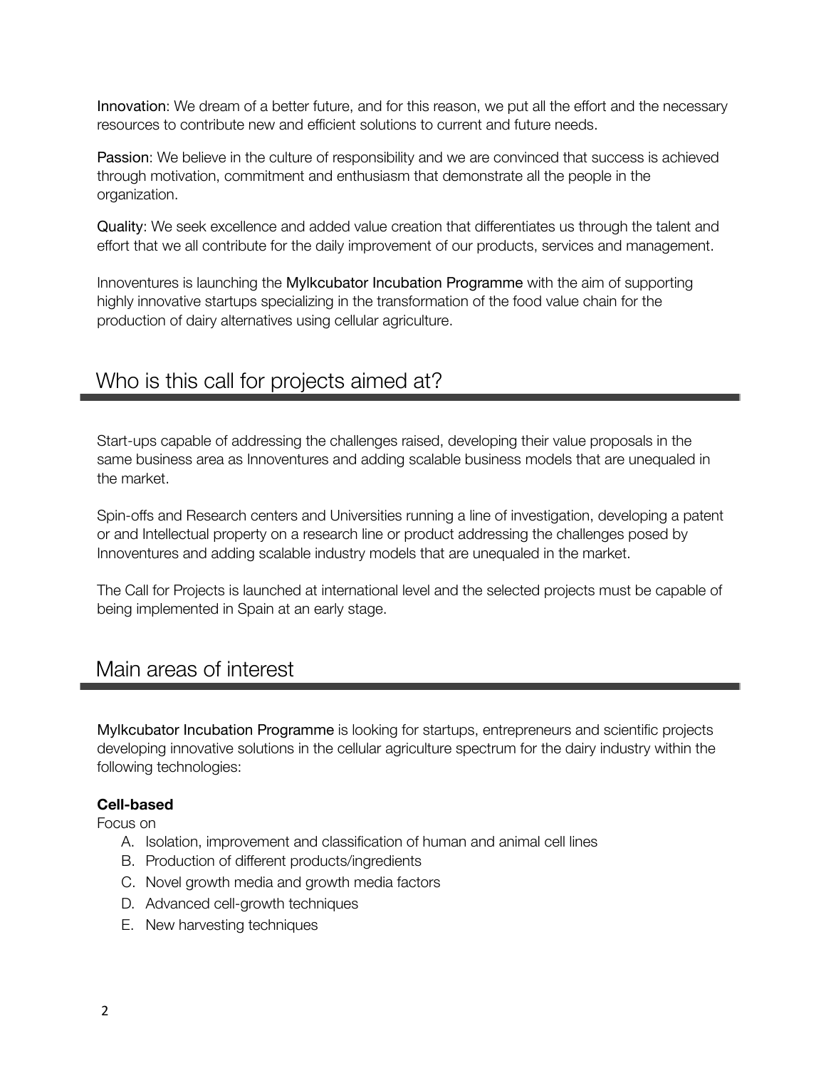Innovation: We dream of a better future, and for this reason, we put all the effort and the necessary resources to contribute new and efficient solutions to current and future needs.

Passion: We believe in the culture of responsibility and we are convinced that success is achieved through motivation, commitment and enthusiasm that demonstrate all the people in the organization.

Quality: We seek excellence and added value creation that differentiates us through the talent and effort that we all contribute for the daily improvement of our products, services and management.

Innoventures is launching the Mylkcubator Incubation Programme with the aim of supporting highly innovative startups specializing in the transformation of the food value chain for the production of dairy alternatives using cellular agriculture.

## Who is this call for projects aimed at?

Start-ups capable of addressing the challenges raised, developing their value proposals in the same business area as Innoventures and adding scalable business models that are unequaled in the market.

Spin-offs and Research centers and Universities running a line of investigation, developing a patent or and Intellectual property on a research line or product addressing the challenges posed by Innoventures and adding scalable industry models that are unequaled in the market.

The Call for Projects is launched at international level and the selected projects must be capable of being implemented in Spain at an early stage.

## Main areas of interest

Mylkcubator Incubation Programme is looking for startups, entrepreneurs and scientific projects developing innovative solutions in the cellular agriculture spectrum for the dairy industry within the following technologies:

**Cell-based**

Focus on

A. Isolation, improvement and classification of human and animal cell lines
B. Production of different products/ingredients
C. Novel growth media and growth media factors
D. Advanced cell-growth techniques
E. New harvesting techniques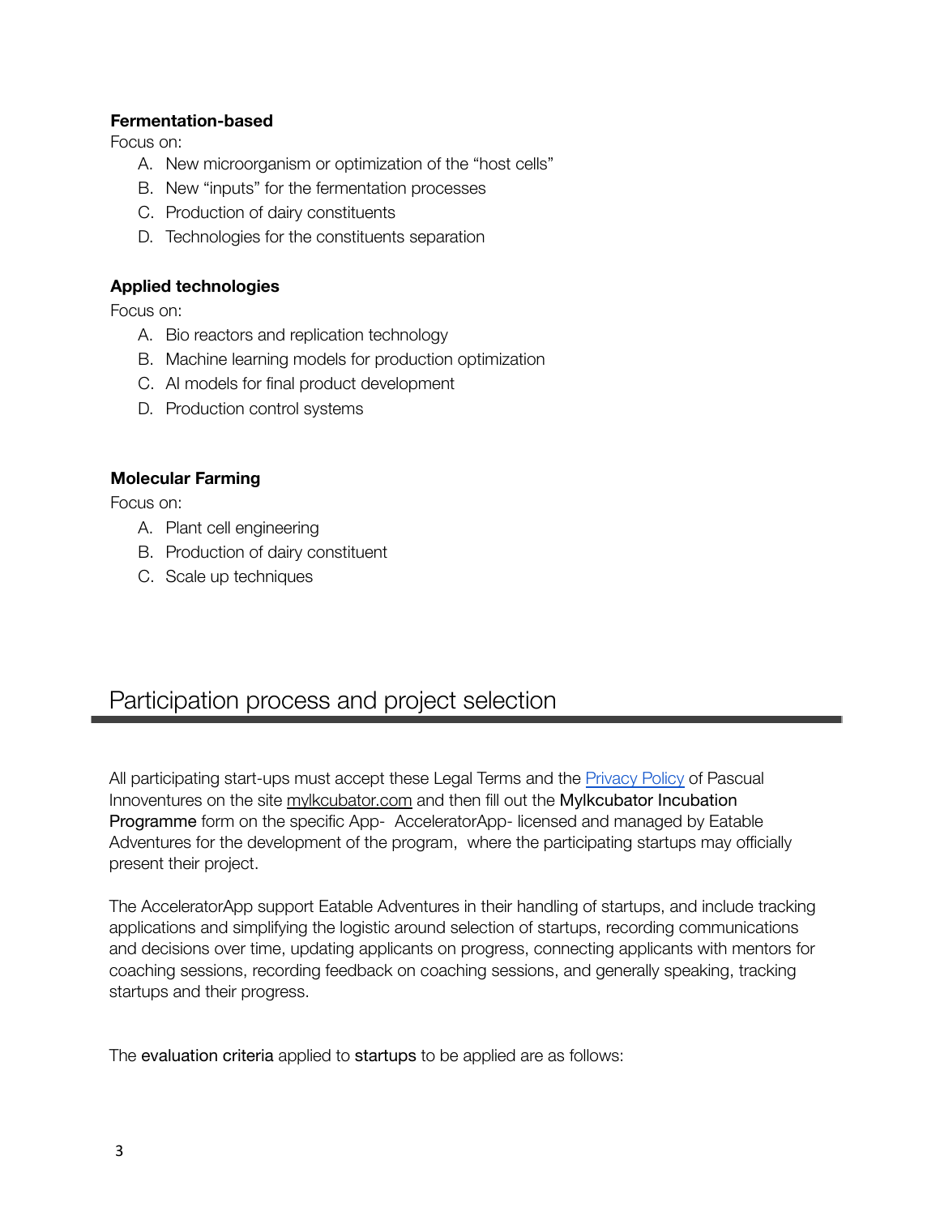**Fermentation-based**

Focus on:

A. New microorganism or optimization of the "host cells"
B. New "inputs" for the fermentation processes
C. Production of dairy constituents
D. Technologies for the constituents separation

**Applied technologies**

Focus on:

A. Bio reactors and replication technology
B. Machine learning models for production optimization
C. AI models for final product development
D. Production control systems

**Molecular Farming**

Focus on:

A. Plant cell engineering
B. Production of dairy constituent
C. Scale up techniques

## Participation process and project selection

All participating start-ups must accept these Legal Terms and the Privacy Policy of Pascual Innoventures on the site mylkcubator.com and then fill out the Mylkcubator Incubation Programme form on the specific App- AcceleratorApp- licensed and managed by Eatable Adventures for the development of the program, where the participating startups may officially present their project.

The AcceleratorApp support Eatable Adventures in their handling of startups, and include tracking applications and simplifying the logistic around selection of startups, recording communications and decisions over time, updating applicants on progress, connecting applicants with mentors for coaching sessions, recording feedback on coaching sessions, and generally speaking, tracking startups and their progress.

The evaluation criteria applied to startups to be applied are as follows: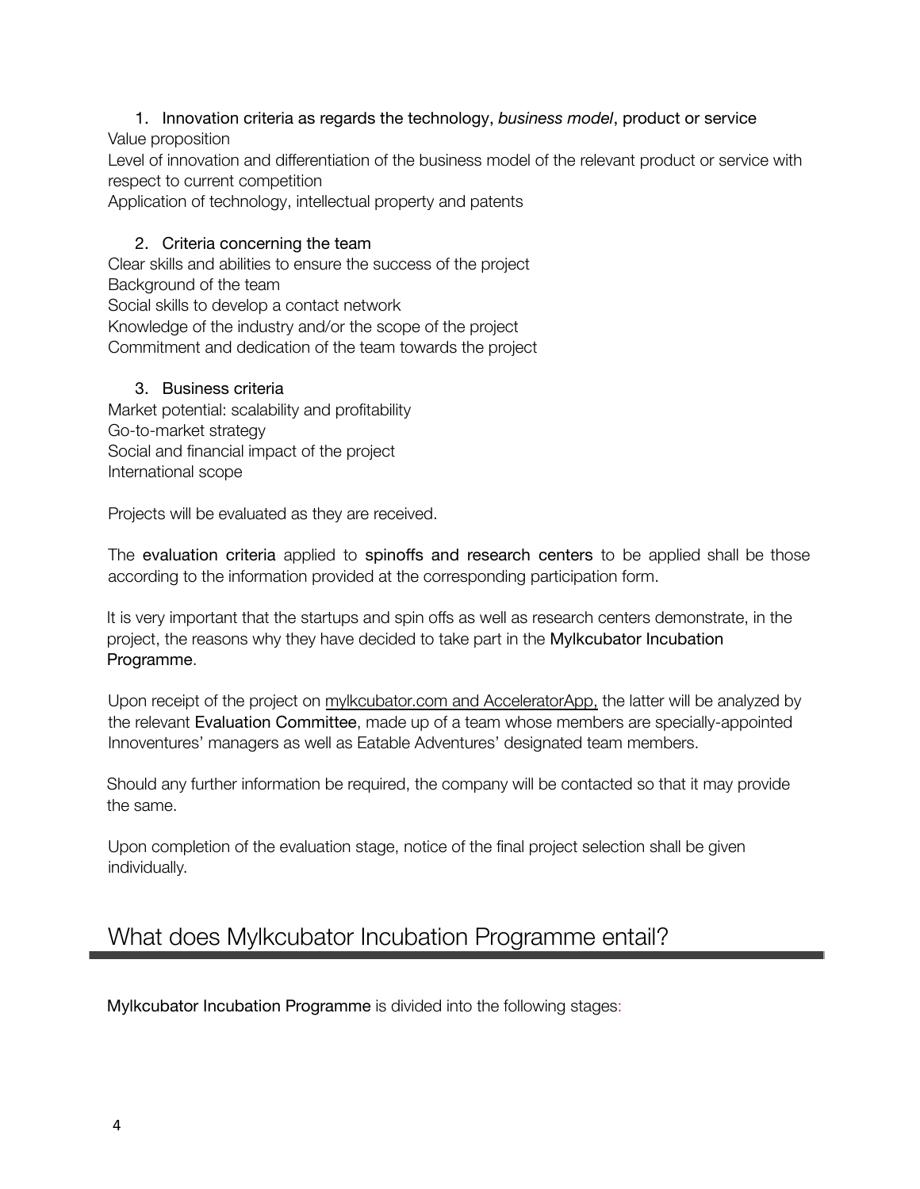1. Innovation criteria as regards the technology, *business model*, product or service

Value proposition
Level of innovation and differentiation of the business model of the relevant product or service with respect to current competition
Application of technology, intellectual property and patents

2. Criteria concerning the team

Clear skills and abilities to ensure the success of the project
Background of the team
Social skills to develop a contact network
Knowledge of the industry and/or the scope of the project
Commitment and dedication of the team towards the project

3. Business criteria

Market potential: scalability and profitability
Go-to-market strategy
Social and financial impact of the project
International scope

Projects will be evaluated as they are received.

The evaluation criteria applied to spinoffs and research centers to be applied shall be those according to the information provided at the corresponding participation form.

It is very important that the startups and spin offs as well as research centers demonstrate, in the project, the reasons why they have decided to take part in the Mylkcubator Incubation Programme.

Upon receipt of the project on mylkcubator.com and AcceleratorApp, the latter will be analyzed by the relevant Evaluation Committee, made up of a team whose members are specially-appointed Innoventures' managers as well as Eatable Adventures' designated team members.

Should any further information be required, the company will be contacted so that it may provide the same.

Upon completion of the evaluation stage, notice of the final project selection shall be given individually.

## What does Mylkcubator Incubation Programme entail?

Mylkcubator Incubation Programme is divided into the following stages: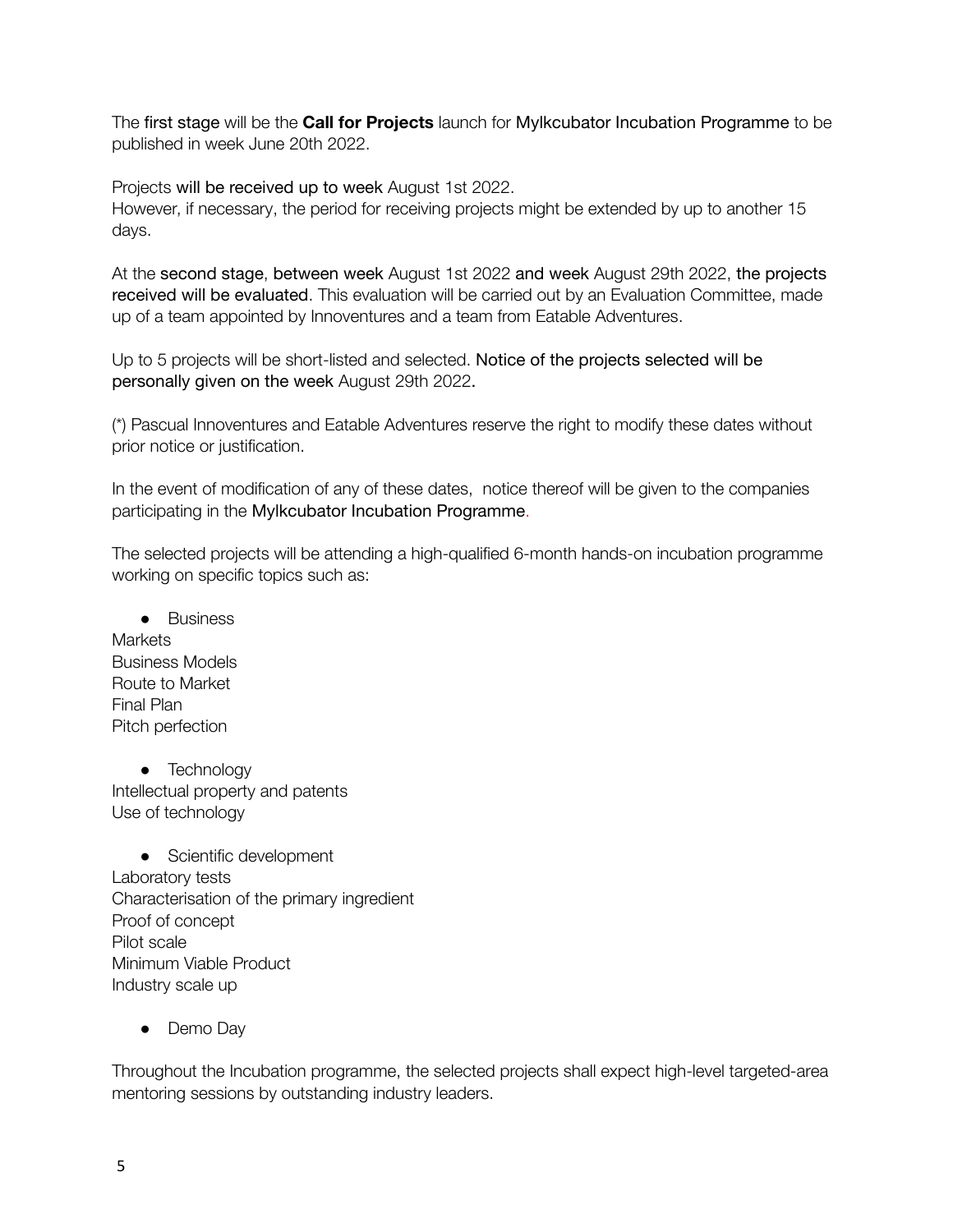The first stage will be the **Call for Projects** launch for Mylkcubator Incubation Programme to be published in week June 20th 2022.

Projects will be received up to week August 1st 2022.
However, if necessary, the period for receiving projects might be extended by up to another 15 days.

At the second stage, between week August 1st 2022 and week August 29th 2022, the projects received will be evaluated. This evaluation will be carried out by an Evaluation Committee, made up of a team appointed by Innoventures and a team from Eatable Adventures.

Up to 5 projects will be short-listed and selected. Notice of the projects selected will be personally given on the week August 29th 2022.

(*) Pascual Innoventures and Eatable Adventures reserve the right to modify these dates without prior notice or justification.

In the event of modification of any of these dates, notice thereof will be given to the companies participating in the Mylkcubator Incubation Programme.

The selected projects will be attending a high-qualified 6-month hands-on incubation programme working on specific topics such as:

- Business

Markets
Business Models
Route to Market
Final Plan
Pitch perfection

- Technology

Intellectual property and patents
Use of technology

- Scientific development

Laboratory tests
Characterisation of the primary ingredient
Proof of concept
Pilot scale
Minimum Viable Product
Industry scale up

- Demo Day

Throughout the Incubation programme, the selected projects shall expect high-level targeted-area mentoring sessions by outstanding industry leaders.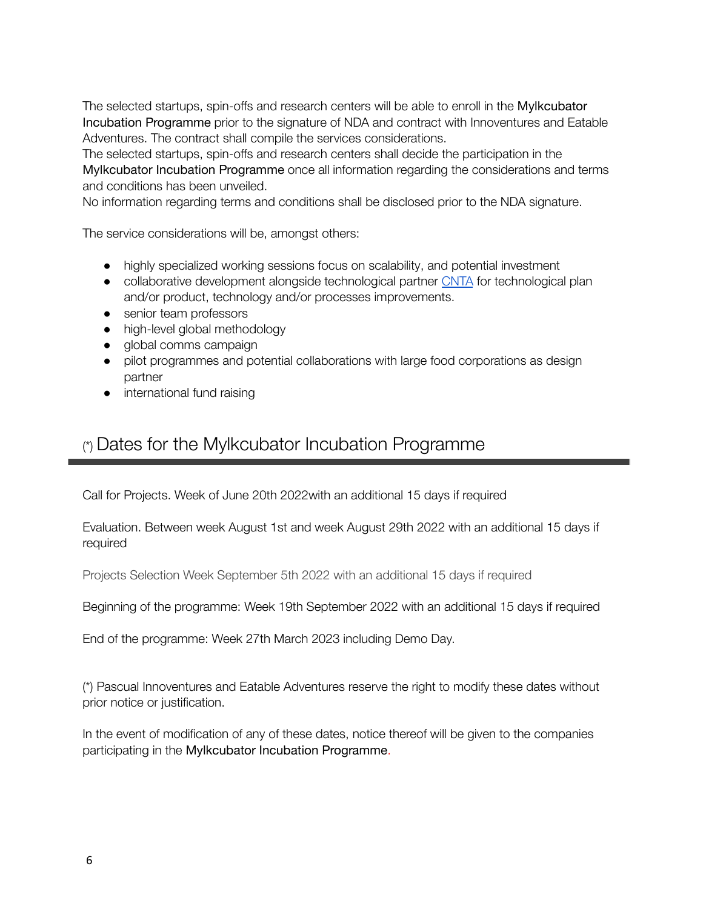The selected startups, spin-offs and research centers will be able to enroll in the Mylkcubator Incubation Programme prior to the signature of NDA and contract with Innoventures and Eatable Adventures. The contract shall compile the services considerations.
The selected startups, spin-offs and research centers shall decide the participation in the Mylkcubator Incubation Programme once all information regarding the considerations and terms and conditions has been unveiled.
No information regarding terms and conditions shall be disclosed prior to the NDA signature.

The service considerations will be, amongst others:

- highly specialized working sessions focus on scalability, and potential investment
- collaborative development alongside technological partner CNTA for technological plan and/or product, technology and/or processes improvements.
- senior team professors
- high-level global methodology
- global comms campaign
- pilot programmes and potential collaborations with large food corporations as design partner
- international fund raising

## (*) Dates for the Mylkcubator Incubation Programme

Call for Projects. Week of June 20th 2022with an additional 15 days if required

Evaluation. Between week August 1st and week August 29th 2022 with an additional 15 days if required

Projects Selection Week September 5th 2022 with an additional 15 days if required

Beginning of the programme: Week 19th September 2022 with an additional 15 days if required

End of the programme: Week 27th March 2023 including Demo Day.

(*) Pascual Innoventures and Eatable Adventures reserve the right to modify these dates without prior notice or justification.

In the event of modification of any of these dates, notice thereof will be given to the companies participating in the Mylkcubator Incubation Programme.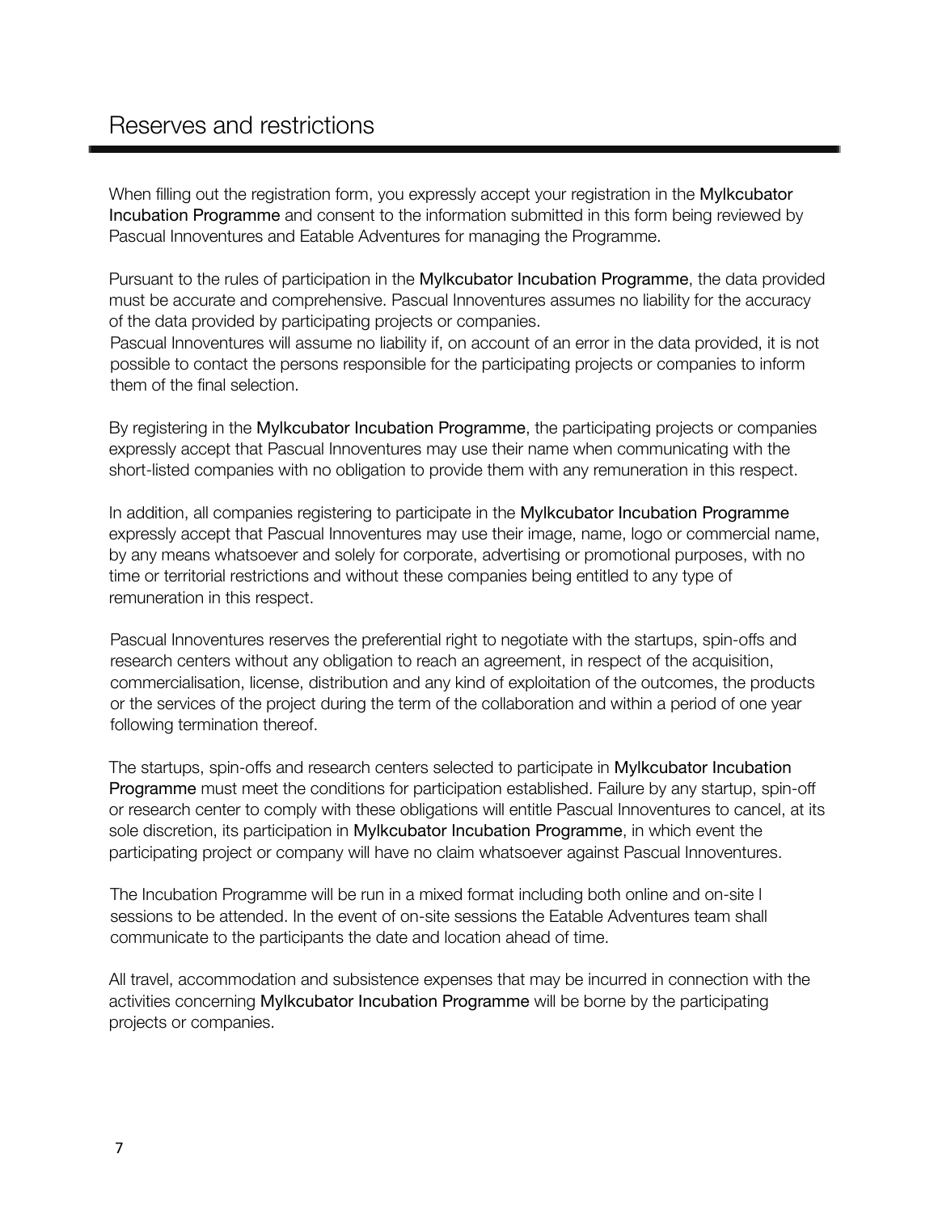# Reserves and restrictions

When filling out the registration form, you expressly accept your registration in the Mylkcubator Incubation Programme and consent to the information submitted in this form being reviewed by Pascual Innoventures and Eatable Adventures for managing the Programme.

Pursuant to the rules of participation in the Mylkcubator Incubation Programme, the data provided must be accurate and comprehensive. Pascual Innoventures assumes no liability for the accuracy of the data provided by participating projects or companies.
Pascual Innoventures will assume no liability if, on account of an error in the data provided, it is not possible to contact the persons responsible for the participating projects or companies to inform them of the final selection.

By registering in the Mylkcubator Incubation Programme, the participating projects or companies expressly accept that Pascual Innoventures may use their name when communicating with the short-listed companies with no obligation to provide them with any remuneration in this respect.

In addition, all companies registering to participate in the Mylkcubator Incubation Programme expressly accept that Pascual Innoventures may use their image, name, logo or commercial name, by any means whatsoever and solely for corporate, advertising or promotional purposes, with no time or territorial restrictions and without these companies being entitled to any type of remuneration in this respect.

Pascual Innoventures reserves the preferential right to negotiate with the startups, spin-offs and research centers without any obligation to reach an agreement, in respect of the acquisition, commercialisation, license, distribution and any kind of exploitation of the outcomes, the products or the services of the project during the term of the collaboration and within a period of one year following termination thereof.

The startups, spin-offs and research centers selected to participate in Mylkcubator Incubation Programme must meet the conditions for participation established. Failure by any startup, spin-off or research center to comply with these obligations will entitle Pascual Innoventures to cancel, at its sole discretion, its participation in Mylkcubator Incubation Programme, in which event the participating project or company will have no claim whatsoever against Pascual Innoventures.

The Incubation Programme will be run in a mixed format including both online and on-site l sessions to be attended. In the event of on-site sessions the Eatable Adventures team shall communicate to the participants the date and location ahead of time.

All travel, accommodation and subsistence expenses that may be incurred in connection with the activities concerning Mylkcubator Incubation Programme will be borne by the participating projects or companies.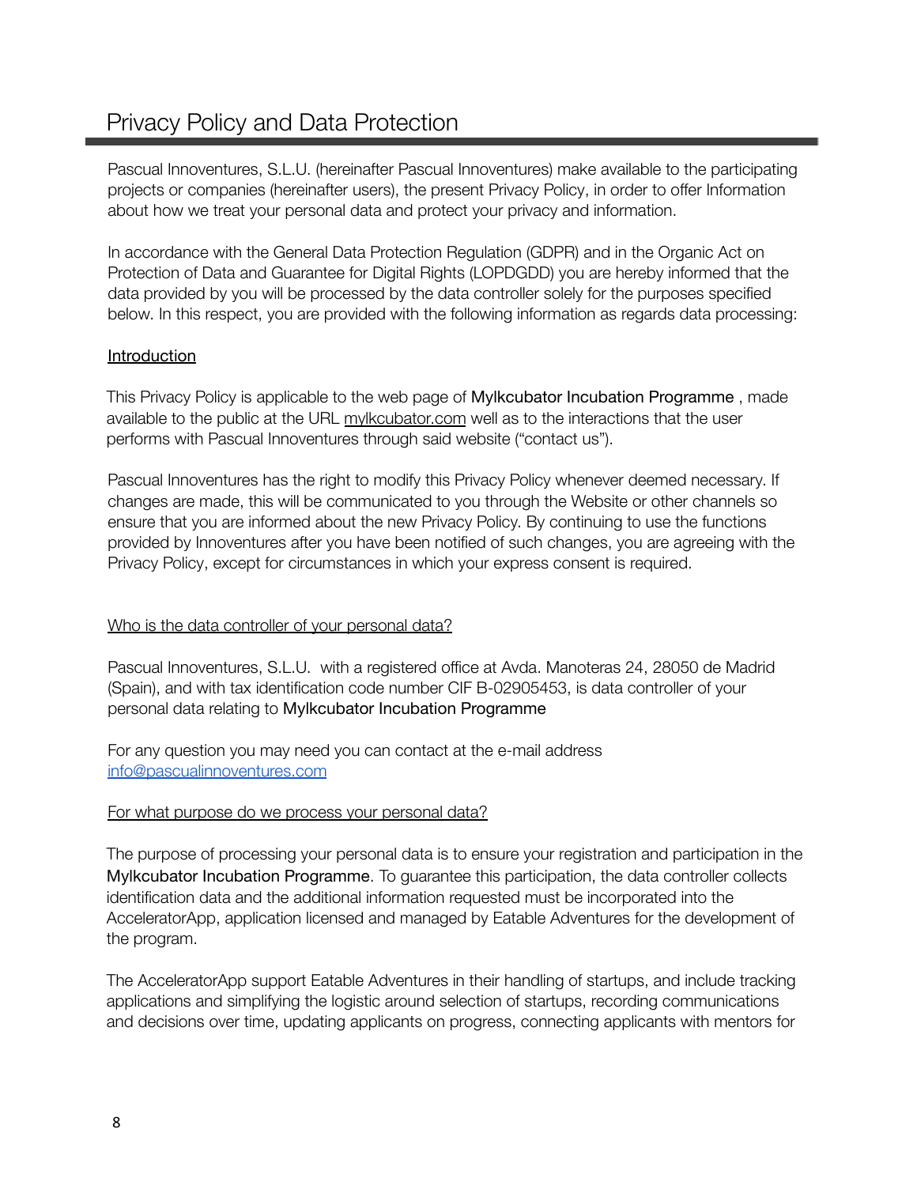# Privacy Policy and Data Protection

Pascual Innoventures, S.L.U. (hereinafter Pascual Innoventures) make available to the participating projects or companies (hereinafter users), the present Privacy Policy, in order to offer Information about how we treat your personal data and protect your privacy and information.

In accordance with the General Data Protection Regulation (GDPR) and in the Organic Act on Protection of Data and Guarantee for Digital Rights (LOPDGDD) you are hereby informed that the data provided by you will be processed by the data controller solely for the purposes specified below. In this respect, you are provided with the following information as regards data processing:

## Introduction

This Privacy Policy is applicable to the web page of Mylkcubator Incubation Programme , made available to the public at the URL mylkcubator.com well as to the interactions that the user performs with Pascual Innoventures through said website ("contact us").

Pascual Innoventures has the right to modify this Privacy Policy whenever deemed necessary. If changes are made, this will be communicated to you through the Website or other channels so ensure that you are informed about the new Privacy Policy. By continuing to use the functions provided by Innoventures after you have been notified of such changes, you are agreeing with the Privacy Policy, except for circumstances in which your express consent is required.

## Who is the data controller of your personal data?

Pascual Innoventures, S.L.U. with a registered office at Avda. Manoteras 24, 28050 de Madrid (Spain), and with tax identification code number CIF B-02905453, is data controller of your personal data relating to Mylkcubator Incubation Programme

For any question you may need you can contact at the e-mail address info@pascualinnoventures.com

## For what purpose do we process your personal data?

The purpose of processing your personal data is to ensure your registration and participation in the Mylkcubator Incubation Programme. To guarantee this participation, the data controller collects identification data and the additional information requested must be incorporated into the AcceleratorApp, application licensed and managed by Eatable Adventures for the development of the program.

The AcceleratorApp support Eatable Adventures in their handling of startups, and include tracking applications and simplifying the logistic around selection of startups, recording communications and decisions over time, updating applicants on progress, connecting applicants with mentors for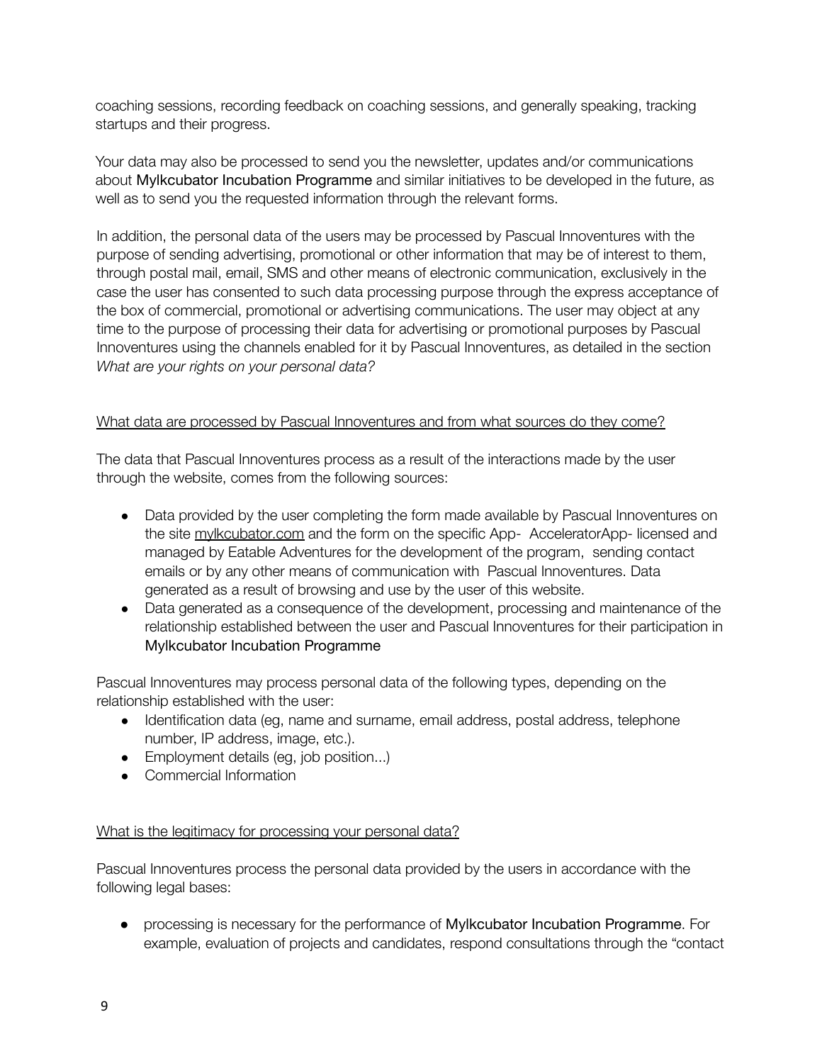coaching sessions, recording feedback on coaching sessions, and generally speaking, tracking startups and their progress.

Your data may also be processed to send you the newsletter, updates and/or communications about Mylkcubator Incubation Programme and similar initiatives to be developed in the future, as well as to send you the requested information through the relevant forms.

In addition, the personal data of the users may be processed by Pascual Innoventures with the purpose of sending advertising, promotional or other information that may be of interest to them, through postal mail, email, SMS and other means of electronic communication, exclusively in the case the user has consented to such data processing purpose through the express acceptance of the box of commercial, promotional or advertising communications. The user may object at any time to the purpose of processing their data for advertising or promotional purposes by Pascual Innoventures using the channels enabled for it by Pascual Innoventures, as detailed in the section *What are your rights on your personal data?*

What data are processed by Pascual Innoventures and from what sources do they come?

The data that Pascual Innoventures process as a result of the interactions made by the user through the website, comes from the following sources:

- Data provided by the user completing the form made available by Pascual Innoventures on the site mylkcubator.com and the form on the specific App- AcceleratorApp- licensed and managed by Eatable Adventures for the development of the program, sending contact emails or by any other means of communication with Pascual Innoventures. Data generated as a result of browsing and use by the user of this website.
- Data generated as a consequence of the development, processing and maintenance of the relationship established between the user and Pascual Innoventures for their participation in Mylkcubator Incubation Programme

Pascual Innoventures may process personal data of the following types, depending on the relationship established with the user:

- Identification data (eg, name and surname, email address, postal address, telephone number, IP address, image, etc.).
- Employment details (eg, job position...)
- Commercial Information

What is the legitimacy for processing your personal data?

Pascual Innoventures process the personal data provided by the users in accordance with the following legal bases:

- processing is necessary for the performance of Mylkcubator Incubation Programme. For example, evaluation of projects and candidates, respond consultations through the "contact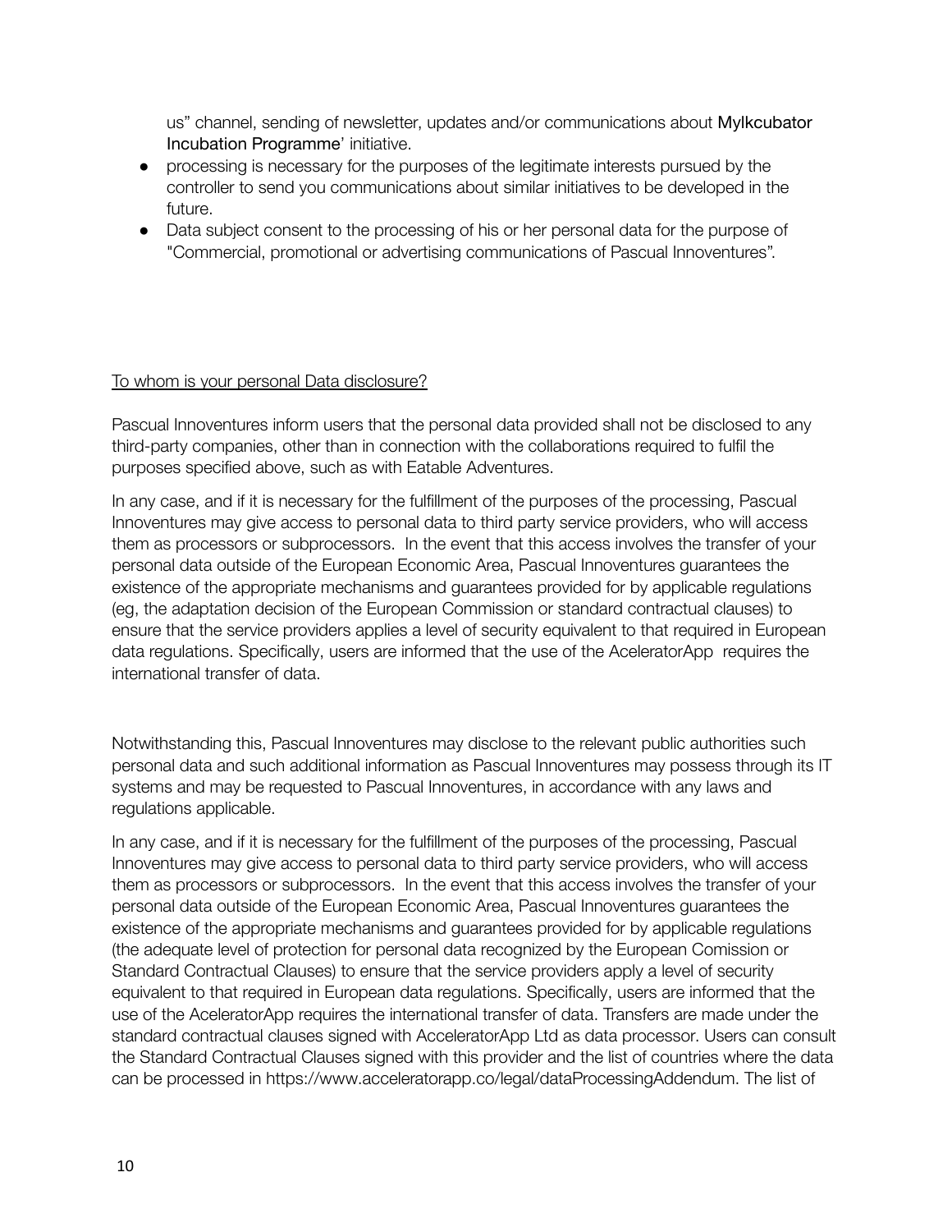us" channel, sending of newsletter, updates and/or communications about Mylkcubator Incubation Programme' initiative.

- processing is necessary for the purposes of the legitimate interests pursued by the controller to send you communications about similar initiatives to be developed in the future.
- Data subject consent to the processing of his or her personal data for the purpose of "Commercial, promotional or advertising communications of Pascual Innoventures".

To whom is your personal Data disclosure?

Pascual Innoventures inform users that the personal data provided shall not be disclosed to any third-party companies, other than in connection with the collaborations required to fulfil the purposes specified above, such as with Eatable Adventures.

In any case, and if it is necessary for the fulfillment of the purposes of the processing, Pascual Innoventures may give access to personal data to third party service providers, who will access them as processors or subprocessors. In the event that this access involves the transfer of your personal data outside of the European Economic Area, Pascual Innoventures guarantees the existence of the appropriate mechanisms and guarantees provided for by applicable regulations (eg, the adaptation decision of the European Commission or standard contractual clauses) to ensure that the service providers applies a level of security equivalent to that required in European data regulations. Specifically, users are informed that the use of the AceleratorApp requires the international transfer of data.

Notwithstanding this, Pascual Innoventures may disclose to the relevant public authorities such personal data and such additional information as Pascual Innoventures may possess through its IT systems and may be requested to Pascual Innoventures, in accordance with any laws and regulations applicable.

In any case, and if it is necessary for the fulfillment of the purposes of the processing, Pascual Innoventures may give access to personal data to third party service providers, who will access them as processors or subprocessors. In the event that this access involves the transfer of your personal data outside of the European Economic Area, Pascual Innoventures guarantees the existence of the appropriate mechanisms and guarantees provided for by applicable regulations (the adequate level of protection for personal data recognized by the European Comission or Standard Contractual Clauses) to ensure that the service providers apply a level of security equivalent to that required in European data regulations. Specifically, users are informed that the use of the AceleratorApp requires the international transfer of data. Transfers are made under the standard contractual clauses signed with AcceleratorApp Ltd as data processor. Users can consult the Standard Contractual Clauses signed with this provider and the list of countries where the data can be processed in https://www.acceleratorapp.co/legal/dataProcessingAddendum. The list of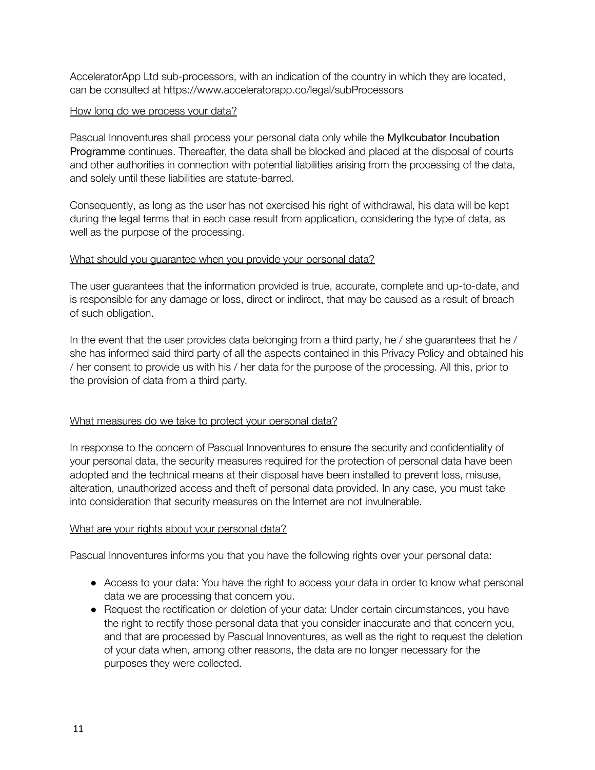AcceleratorApp Ltd sub-processors, with an indication of the country in which they are located, can be consulted at https://www.acceleratorapp.co/legal/subProcessors

How long do we process your data?

Pascual Innoventures shall process your personal data only while the Mylkcubator Incubation Programme continues. Thereafter, the data shall be blocked and placed at the disposal of courts and other authorities in connection with potential liabilities arising from the processing of the data, and solely until these liabilities are statute-barred.

Consequently, as long as the user has not exercised his right of withdrawal, his data will be kept during the legal terms that in each case result from application, considering the type of data, as well as the purpose of the processing.

What should you guarantee when you provide your personal data?

The user guarantees that the information provided is true, accurate, complete and up-to-date, and is responsible for any damage or loss, direct or indirect, that may be caused as a result of breach of such obligation.

In the event that the user provides data belonging from a third party, he / she guarantees that he / she has informed said third party of all the aspects contained in this Privacy Policy and obtained his / her consent to provide us with his / her data for the purpose of the processing. All this, prior to the provision of data from a third party.

What measures do we take to protect your personal data?

In response to the concern of Pascual Innoventures to ensure the security and confidentiality of your personal data, the security measures required for the protection of personal data have been adopted and the technical means at their disposal have been installed to prevent loss, misuse, alteration, unauthorized access and theft of personal data provided. In any case, you must take into consideration that security measures on the Internet are not invulnerable.

What are your rights about your personal data?

Pascual Innoventures informs you that you have the following rights over your personal data:

- Access to your data: You have the right to access your data in order to know what personal data we are processing that concern you.
- Request the rectification or deletion of your data: Under certain circumstances, you have the right to rectify those personal data that you consider inaccurate and that concern you, and that are processed by Pascual Innoventures, as well as the right to request the deletion of your data when, among other reasons, the data are no longer necessary for the purposes they were collected.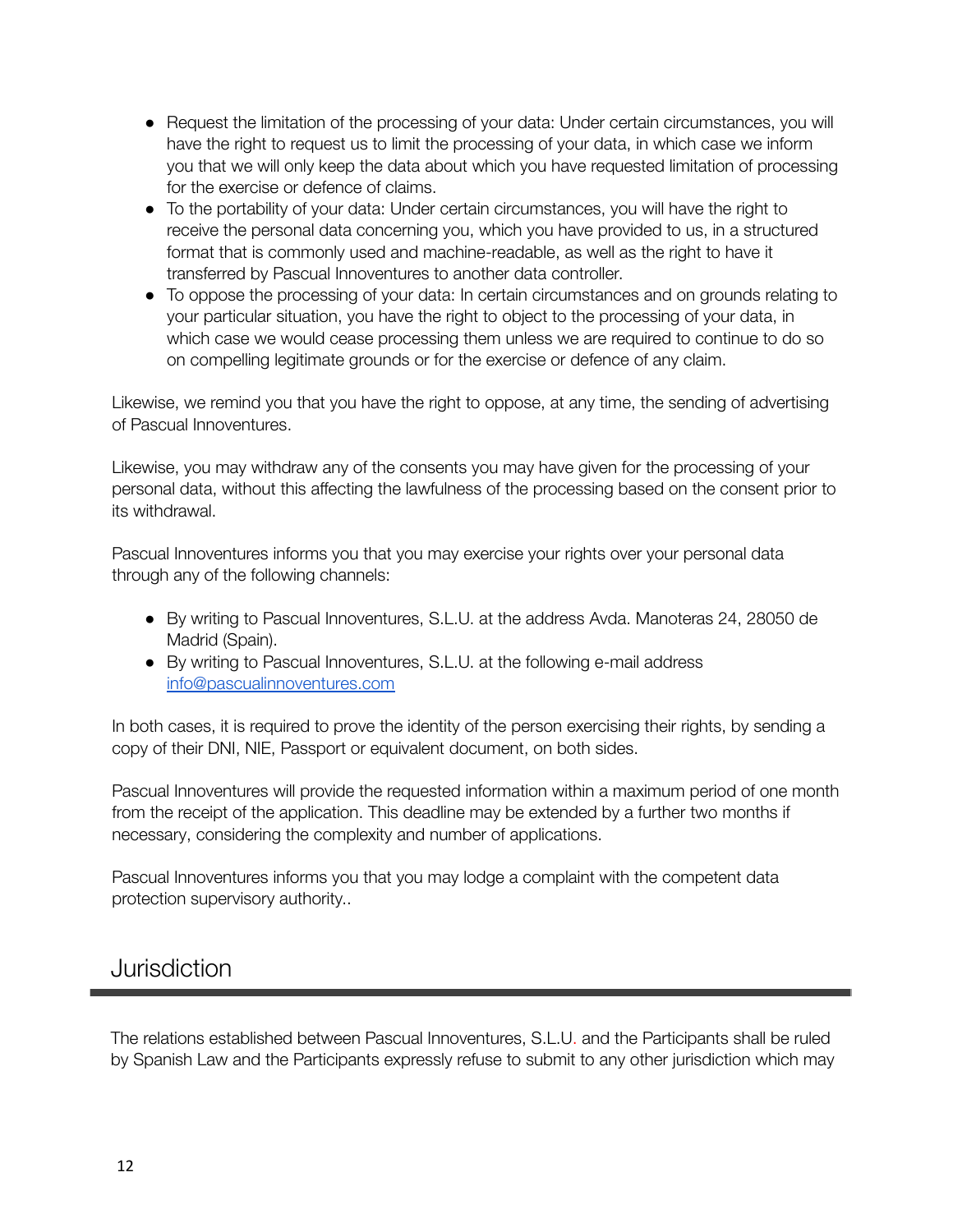- Request the limitation of the processing of your data: Under certain circumstances, you will have the right to request us to limit the processing of your data, in which case we inform you that we will only keep the data about which you have requested limitation of processing for the exercise or defence of claims.
- To the portability of your data: Under certain circumstances, you will have the right to receive the personal data concerning you, which you have provided to us, in a structured format that is commonly used and machine-readable, as well as the right to have it transferred by Pascual Innoventures to another data controller.
- To oppose the processing of your data: In certain circumstances and on grounds relating to your particular situation, you have the right to object to the processing of your data, in which case we would cease processing them unless we are required to continue to do so on compelling legitimate grounds or for the exercise or defence of any claim.

Likewise, we remind you that you have the right to oppose, at any time, the sending of advertising of Pascual Innoventures.

Likewise, you may withdraw any of the consents you may have given for the processing of your personal data, without this affecting the lawfulness of the processing based on the consent prior to its withdrawal.

Pascual Innoventures informs you that you may exercise your rights over your personal data through any of the following channels:

- By writing to Pascual Innoventures, S.L.U. at the address Avda. Manoteras 24, 28050 de Madrid (Spain).
- By writing to Pascual Innoventures, S.L.U. at the following e-mail address [info@pascualinnoventures.com](mailto:info@pascualinnoventures.com)

In both cases, it is required to prove the identity of the person exercising their rights, by sending a copy of their DNI, NIE, Passport or equivalent document, on both sides.

Pascual Innoventures will provide the requested information within a maximum period of one month from the receipt of the application. This deadline may be extended by a further two months if necessary, considering the complexity and number of applications.

Pascual Innoventures informs you that you may lodge a complaint with the competent data protection supervisory authority..

## Jurisdiction

The relations established between Pascual Innoventures, S.L.U. and the Participants shall be ruled by Spanish Law and the Participants expressly refuse to submit to any other jurisdiction which may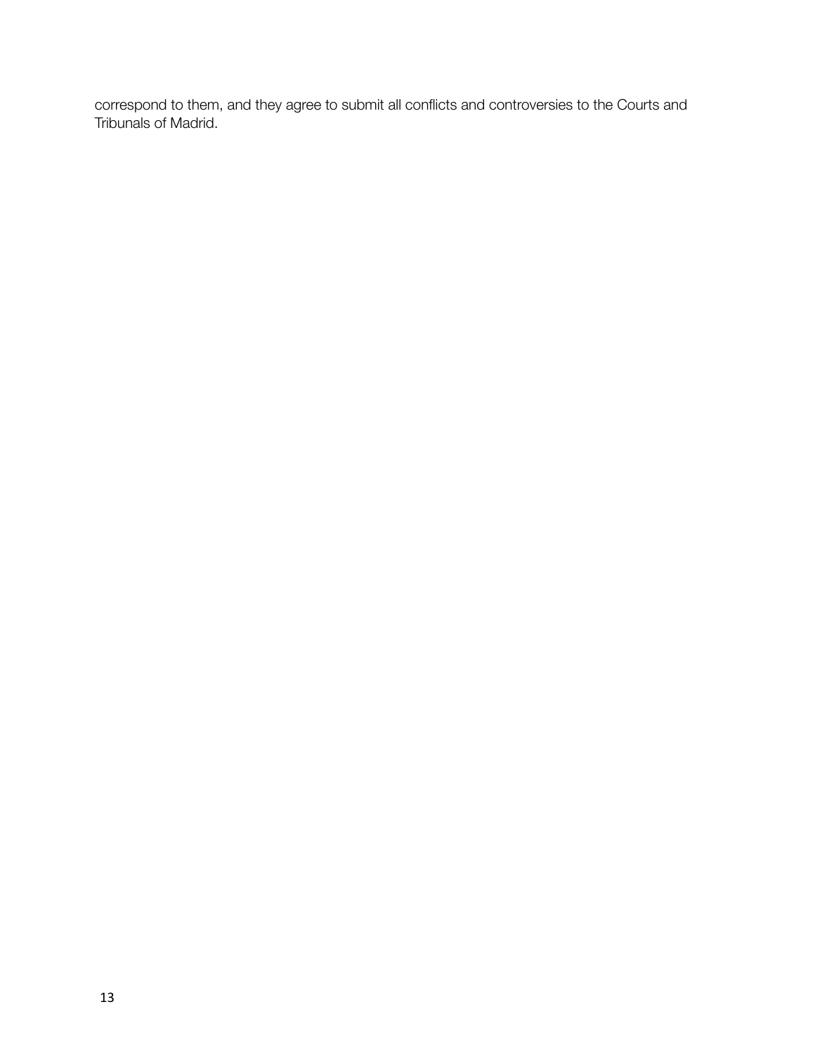correspond to them, and they agree to submit all conflicts and controversies to the Courts and Tribunals of Madrid.